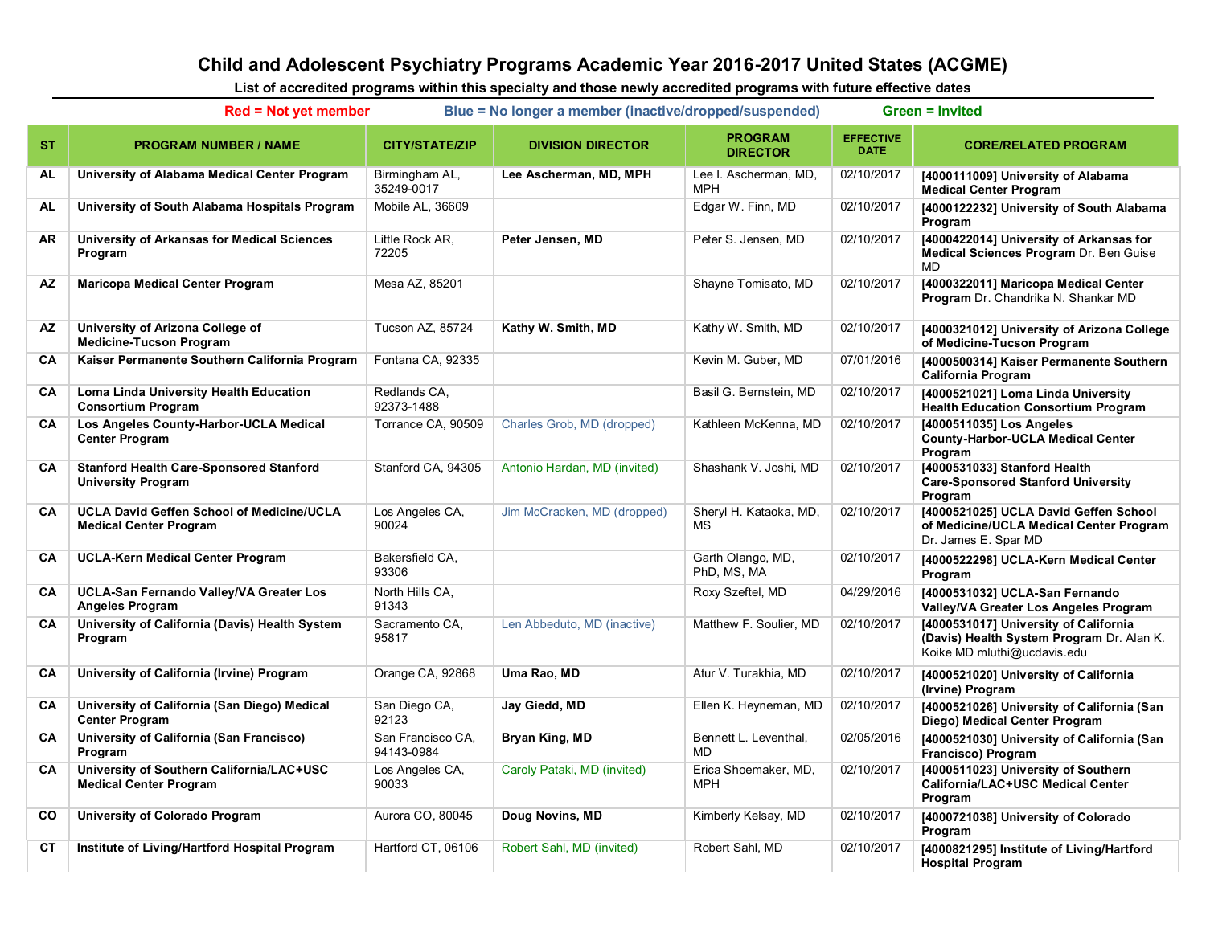# Child and Adolescent Psychiatry Programs Academic Year 2016-2017 United States (ACGME)

**List of accredited programs within this specialty and those newly accredited programs with future effective dates**

**Red = Not yet member** | **Blue = No longer a member (inactive/dropped/suspended)** | **Green = Invited**

| ST | PROGRAM NUMBER / NAME | CITY/STATE/ZIP | DIVISION DIRECTOR | PROGRAM DIRECTOR | EFFECTIVE DATE | CORE/RELATED PROGRAM |
|---|---|---|---|---|---|---|
| AL | **University of Alabama Medical Center Program** | Birmingham AL, 35249-0017 | **Lee Ascherman, MD, MPH** | Lee I. Ascherman, MD, MPH | 02/10/2017 | **[4000111009] University of Alabama Medical Center Program** |
| AL | **University of South Alabama Hospitals Program** | Mobile AL, 36609 | | Edgar W. Finn, MD | 02/10/2017 | **[4000122232] University of South Alabama Program** |
| AR | **University of Arkansas for Medical Sciences Program** | Little Rock AR, 72205 | **Peter Jensen, MD** | Peter S. Jensen, MD | 02/10/2017 | **[4000422014] University of Arkansas for Medical Sciences Program** Dr. Ben Guise MD |
| AZ | **Maricopa Medical Center Program** | Mesa AZ, 85201 | | Shayne Tomisato, MD | 02/10/2017 | **[4000322011] Maricopa Medical Center Program** Dr. Chandrika N. Shankar MD |
| AZ | **University of Arizona College of Medicine-Tucson Program** | Tucson AZ, 85724 | **Kathy W. Smith, MD** | Kathy W. Smith, MD | 02/10/2017 | **[4000321012] University of Arizona College of Medicine-Tucson Program** |
| CA | **Kaiser Permanente Southern California Program** | Fontana CA, 92335 | | Kevin M. Guber, MD | 07/01/2016 | **[4000500314] Kaiser Permanente Southern California Program** |
| CA | **Loma Linda University Health Education Consortium Program** | Redlands CA, 92373-1488 | | Basil G. Bernstein, MD | 02/10/2017 | **[4000521021] Loma Linda University Health Education Consortium Program** |
| CA | **Los Angeles County-Harbor-UCLA Medical Center Program** | Torrance CA, 90509 | Charles Grob, MD (dropped) | Kathleen McKenna, MD | 02/10/2017 | **[4000511035] Los Angeles County-Harbor-UCLA Medical Center Program** |
| CA | **Stanford Health Care-Sponsored Stanford University Program** | Stanford CA, 94305 | Antonio Hardan, MD (invited) | Shashank V. Joshi, MD | 02/10/2017 | **[4000531033] Stanford Health Care-Sponsored Stanford University Program** |
| CA | **UCLA David Geffen School of Medicine/UCLA Medical Center Program** | Los Angeles CA, 90024 | Jim McCracken, MD (dropped) | Sheryl H. Kataoka, MD, MS | 02/10/2017 | **[4000521025] UCLA David Geffen School of Medicine/UCLA Medical Center Program** Dr. James E. Spar MD |
| CA | **UCLA-Kern Medical Center Program** | Bakersfield CA, 93306 | | Garth Olango, MD, PhD, MS, MA | 02/10/2017 | **[4000522298] UCLA-Kern Medical Center Program** |
| CA | **UCLA-San Fernando Valley/VA Greater Los Angeles Program** | North Hills CA, 91343 | | Roxy Szeftel, MD | 04/29/2016 | **[4000531032] UCLA-San Fernando Valley/VA Greater Los Angeles Program** |
| CA | **University of California (Davis) Health System Program** | Sacramento CA, 95817 | Len Abbeduto, MD (inactive) | Matthew F. Soulier, MD | 02/10/2017 | **[4000531017] University of California (Davis) Health System Program** Dr. Alan K. Koike MD mluthi@ucdavis.edu |
| CA | **University of California (Irvine) Program** | Orange CA, 92868 | **Uma Rao, MD** | Atur V. Turakhia, MD | 02/10/2017 | **[4000521020] University of California (Irvine) Program** |
| CA | **University of California (San Diego) Medical Center Program** | San Diego CA, 92123 | **Jay Giedd, MD** | Ellen K. Heyneman, MD | 02/10/2017 | **[4000521026] University of California (San Diego) Medical Center Program** |
| CA | **University of California (San Francisco) Program** | San Francisco CA, 94143-0984 | **Bryan King, MD** | Bennett L. Leventhal, MD | 02/05/2016 | **[4000521030] University of California (San Francisco) Program** |
| CA | **University of Southern California/LAC+USC Medical Center Program** | Los Angeles CA, 90033 | Caroly Pataki, MD (invited) | Erica Shoemaker, MD, MPH | 02/10/2017 | **[4000511023] University of Southern California/LAC+USC Medical Center Program** |
| CO | **University of Colorado Program** | Aurora CO, 80045 | **Doug Novins, MD** | Kimberly Kelsay, MD | 02/10/2017 | **[4000721038] University of Colorado Program** |
| CT | **Institute of Living/Hartford Hospital Program** | Hartford CT, 06106 | Robert Sahl, MD (invited) | Robert Sahl, MD | 02/10/2017 | **[4000821295] Institute of Living/Hartford Hospital Program** |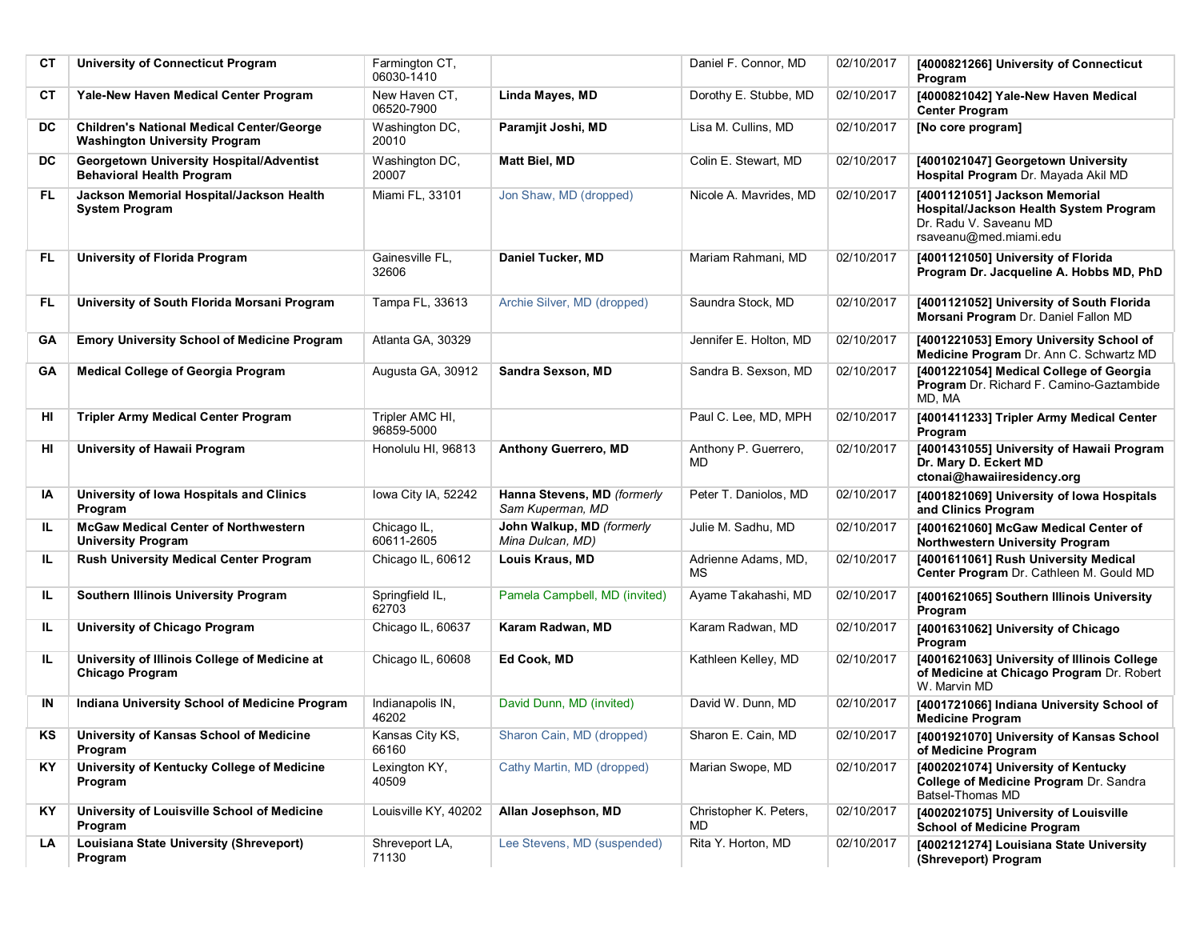| | | | | | | |
|---|---|---|---|---|---|---|
| CT | **University of Connecticut Program** | Farmington CT, 06030-1410 | | Daniel F. Connor, MD | 02/10/2017 | **[4000821266] University of Connecticut Program** |
| CT | **Yale-New Haven Medical Center Program** | New Haven CT, 06520-7900 | **Linda Mayes, MD** | Dorothy E. Stubbe, MD | 02/10/2017 | **[4000821042] Yale-New Haven Medical Center Program** |
| DC | **Children's National Medical Center/George Washington University Program** | Washington DC, 20010 | **Paramjit Joshi, MD** | Lisa M. Cullins, MD | 02/10/2017 | **[No core program]** |
| DC | **Georgetown University Hospital/Adventist Behavioral Health Program** | Washington DC, 20007 | **Matt Biel, MD** | Colin E. Stewart, MD | 02/10/2017 | **[4001021047] Georgetown University Hospital Program** Dr. Mayada Akil MD |
| FL | **Jackson Memorial Hospital/Jackson Health System Program** | Miami FL, 33101 | Jon Shaw, MD (dropped) | Nicole A. Mavrides, MD | 02/10/2017 | **[4001121051] Jackson Memorial Hospital/Jackson Health System Program** Dr. Radu V. Saveanu MD rsaveanu@med.miami.edu |
| FL | **University of Florida Program** | Gainesville FL, 32606 | **Daniel Tucker, MD** | Mariam Rahmani, MD | 02/10/2017 | **[4001121050] University of Florida Program Dr. Jacqueline A. Hobbs MD, PhD** |
| FL | **University of South Florida Morsani Program** | Tampa FL, 33613 | Archie Silver, MD (dropped) | Saundra Stock, MD | 02/10/2017 | **[4001121052] University of South Florida Morsani Program** Dr. Daniel Fallon MD |
| GA | **Emory University School of Medicine Program** | Atlanta GA, 30329 | | Jennifer E. Holton, MD | 02/10/2017 | **[4001221053] Emory University School of Medicine Program** Dr. Ann C. Schwartz MD |
| GA | **Medical College of Georgia Program** | Augusta GA, 30912 | **Sandra Sexson, MD** | Sandra B. Sexson, MD | 02/10/2017 | **[4001221054] Medical College of Georgia Program** Dr. Richard F. Camino-Gaztambide MD, MA |
| HI | **Tripler Army Medical Center Program** | Tripler AMC HI, 96859-5000 | | Paul C. Lee, MD, MPH | 02/10/2017 | **[4001411233] Tripler Army Medical Center Program** |
| HI | **University of Hawaii Program** | Honolulu HI, 96813 | **Anthony Guerrero, MD** | Anthony P. Guerrero, MD | 02/10/2017 | **[4001431055] University of Hawaii Program Dr. Mary D. Eckert MD ctonai@hawaiiresidency.org** |
| IA | **University of Iowa Hospitals and Clinics Program** | Iowa City IA, 52242 | **Hanna Stevens, MD** *(formerly Sam Kuperman, MD* | Peter T. Daniolos, MD | 02/10/2017 | **[4001821069] University of Iowa Hospitals and Clinics Program** |
| IL | **McGaw Medical Center of Northwestern University Program** | Chicago IL, 60611-2605 | **John Walkup, MD** *(formerly Mina Dulcan, MD)* | Julie M. Sadhu, MD | 02/10/2017 | **[4001621060] McGaw Medical Center of Northwestern University Program** |
| IL | **Rush University Medical Center Program** | Chicago IL, 60612 | **Louis Kraus, MD** | Adrienne Adams, MD, MS | 02/10/2017 | **[4001611061] Rush University Medical Center Program** Dr. Cathleen M. Gould MD |
| IL | **Southern Illinois University Program** | Springfield IL, 62703 | Pamela Campbell, MD (invited) | Ayame Takahashi, MD | 02/10/2017 | **[4001621065] Southern Illinois University Program** |
| IL | **University of Chicago Program** | Chicago IL, 60637 | **Karam Radwan, MD** | Karam Radwan, MD | 02/10/2017 | **[4001631062] University of Chicago Program** |
| IL | **University of Illinois College of Medicine at Chicago Program** | Chicago IL, 60608 | **Ed Cook, MD** | Kathleen Kelley, MD | 02/10/2017 | **[4001621063] University of Illinois College of Medicine at Chicago Program** Dr. Robert W. Marvin MD |
| IN | **Indiana University School of Medicine Program** | Indianapolis IN, 46202 | David Dunn, MD (invited) | David W. Dunn, MD | 02/10/2017 | **[4001721066] Indiana University School of Medicine Program** |
| KS | **University of Kansas School of Medicine Program** | Kansas City KS, 66160 | Sharon Cain, MD (dropped) | Sharon E. Cain, MD | 02/10/2017 | **[4001921070] University of Kansas School of Medicine Program** |
| KY | **University of Kentucky College of Medicine Program** | Lexington KY, 40509 | Cathy Martin, MD (dropped) | Marian Swope, MD | 02/10/2017 | **[4002021074] University of Kentucky College of Medicine Program** Dr. Sandra Batsel-Thomas MD |
| KY | **University of Louisville School of Medicine Program** | Louisville KY, 40202 | **Allan Josephson, MD** | Christopher K. Peters, MD | 02/10/2017 | **[4002021075] University of Louisville School of Medicine Program** |
| LA | **Louisiana State University (Shreveport) Program** | Shreveport LA, 71130 | Lee Stevens, MD (suspended) | Rita Y. Horton, MD | 02/10/2017 | **[4002121274] Louisiana State University (Shreveport) Program** |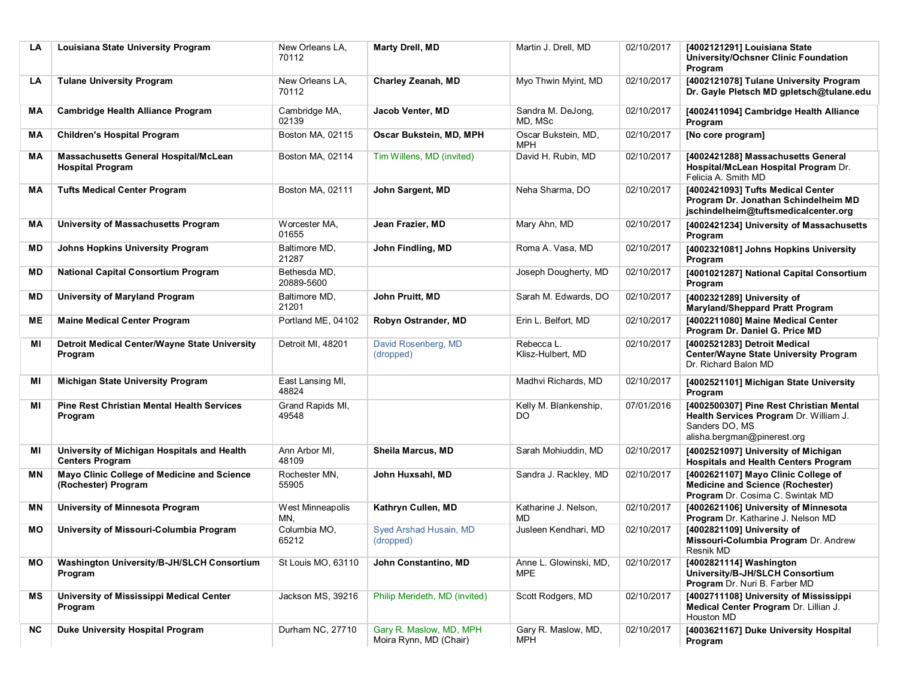| LA | Louisiana State University Program | New Orleans LA, 70112 | Marty Drell, MD | Martin J. Drell, MD | 02/10/2017 | [4002121291] Louisiana State University/Ochsner Clinic Foundation Program |
|---|---|---|---|---|---|---|
| LA | Tulane University Program | New Orleans LA, 70112 | Charley Zeanah, MD | Myo Thwin Myint, MD | 02/10/2017 | [4002121078] Tulane University Program Dr. Gayle Pletsch MD gpletsch@tulane.edu |
| MA | Cambridge Health Alliance Program | Cambridge MA, 02139 | Jacob Venter, MD | Sandra M. DeJong, MD, MSc | 02/10/2017 | [4002411094] Cambridge Health Alliance Program |
| MA | Children's Hospital Program | Boston MA, 02115 | Oscar Bukstein, MD, MPH | Oscar Bukstein, MD, MPH | 02/10/2017 | [No core program] |
| MA | Massachusetts General Hospital/McLean Hospital Program | Boston MA, 02114 | Tim Willens, MD (invited) | David H. Rubin, MD | 02/10/2017 | [4002421288] Massachusetts General Hospital/McLean Hospital Program Dr. Felicia A. Smith MD |
| MA | Tufts Medical Center Program | Boston MA, 02111 | John Sargent, MD | Neha Sharma, DO | 02/10/2017 | [4002421093] Tufts Medical Center Program Dr. Jonathan Schindelheim MD jschindelheim@tuftsmedicalcenter.org |
| MA | University of Massachusetts Program | Worcester MA, 01655 | Jean Frazier, MD | Mary Ahn, MD | 02/10/2017 | [4002421234] University of Massachusetts Program |
| MD | Johns Hopkins University Program | Baltimore MD, 21287 | John Findling, MD | Roma A. Vasa, MD | 02/10/2017 | [4002321081] Johns Hopkins University Program |
| MD | National Capital Consortium Program | Bethesda MD, 20889-5600 | | Joseph Dougherty, MD | 02/10/2017 | [4001021287] National Capital Consortium Program |
| MD | University of Maryland Program | Baltimore MD, 21201 | John Pruitt, MD | Sarah M. Edwards, DO | 02/10/2017 | [4002321289] University of Maryland/Sheppard Pratt Program |
| ME | Maine Medical Center Program | Portland ME, 04102 | Robyn Ostrander, MD | Erin L. Belfort, MD | 02/10/2017 | [4002211080] Maine Medical Center Program Dr. Daniel G. Price MD |
| MI | Detroit Medical Center/Wayne State University Program | Detroit MI, 48201 | David Rosenberg, MD (dropped) | Rebecca L. Klisz-Hulbert, MD | 02/10/2017 | [4002521283] Detroit Medical Center/Wayne State University Program Dr. Richard Balon MD |
| MI | Michigan State University Program | East Lansing MI, 48824 | | Madhvi Richards, MD | 02/10/2017 | [4002521101] Michigan State University Program |
| MI | Pine Rest Christian Mental Health Services Program | Grand Rapids MI, 49548 | | Kelly M. Blankenship, DO | 07/01/2016 | [4002500307] Pine Rest Christian Mental Health Services Program Dr. William J. Sanders DO, MS alisha.bergman@pinerest.org |
| MI | University of Michigan Hospitals and Health Centers Program | Ann Arbor MI, 48109 | Sheila Marcus, MD | Sarah Mohiuddin, MD | 02/10/2017 | [4002521097] University of Michigan Hospitals and Health Centers Program |
| MN | Mayo Clinic College of Medicine and Science (Rochester) Program | Rochester MN, 55905 | John Huxsahl, MD | Sandra J. Rackley, MD | 02/10/2017 | [4002621107] Mayo Clinic College of Medicine and Science (Rochester) Program Dr. Cosima C. Swintak MD |
| MN | University of Minnesota Program | West Minneapolis MN, | Kathryn Cullen, MD | Katharine J. Nelson, MD | 02/10/2017 | [4002621106] University of Minnesota Program Dr. Katharine J. Nelson MD |
| MO | University of Missouri-Columbia Program | Columbia MO, 65212 | Syed Arshad Husain, MD (dropped) | Jusleen Kendhari, MD | 02/10/2017 | [4002821109] University of Missouri-Columbia Program Dr. Andrew Resnik MD |
| MO | Washington University/B-JH/SLCH Consortium Program | St Louis MO, 63110 | John Constantino, MD | Anne L. Glowinski, MD, MPE | 02/10/2017 | [4002821114] Washington University/B-JH/SLCH Consortium Program Dr. Nuri B. Farber MD |
| MS | University of Mississippi Medical Center Program | Jackson MS, 39216 | Philip Merideth, MD (invited) | Scott Rodgers, MD | 02/10/2017 | [4002711108] University of Mississippi Medical Center Program Dr. Lillian J. Houston MD |
| NC | Duke University Hospital Program | Durham NC, 27710 | Gary R. Maslow, MD, MPH Moira Rynn, MD (Chair) | Gary R. Maslow, MD, MPH | 02/10/2017 | [4003621167] Duke University Hospital Program |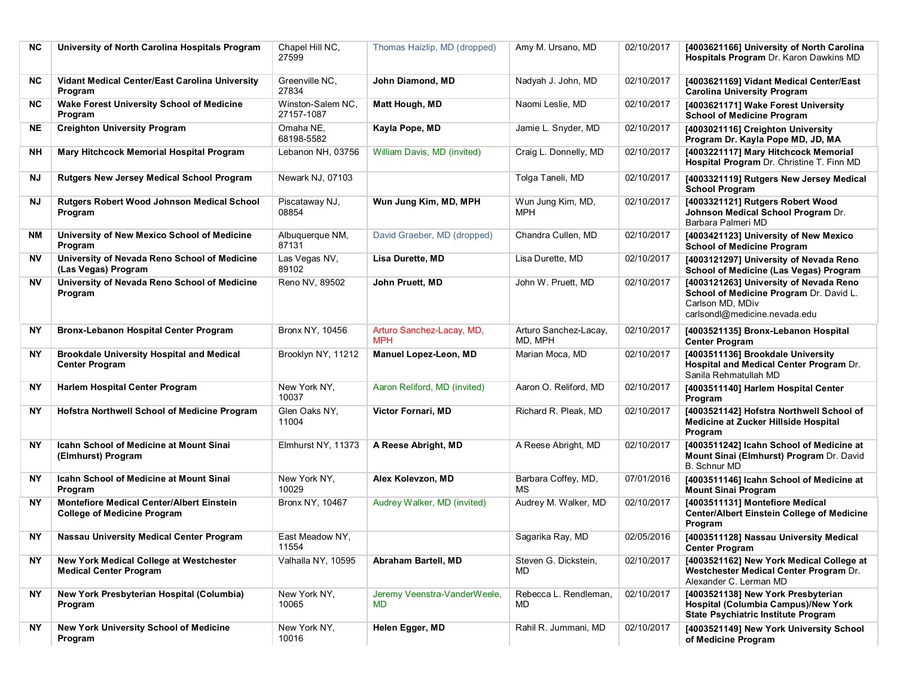| | | | | | | |
|---|---|---|---|---|---|---|
| **NC** | **University of North Carolina Hospitals Program** | Chapel Hill NC, 27599 | Thomas Haizlip, MD (dropped) | Amy M. Ursano, MD | 02/10/2017 | **[4003621166] University of North Carolina Hospitals Program** Dr. Karon Dawkins MD |
| **NC** | **Vidant Medical Center/East Carolina University Program** | Greenville NC, 27834 | **John Diamond, MD** | Nadyah J. John, MD | 02/10/2017 | **[4003621169] Vidant Medical Center/East Carolina University Program** |
| **NC** | **Wake Forest University School of Medicine Program** | Winston-Salem NC, 27157-1087 | **Matt Hough, MD** | Naomi Leslie, MD | 02/10/2017 | **[4003621171] Wake Forest University School of Medicine Program** |
| **NE** | **Creighton University Program** | Omaha NE, 68198-5582 | **Kayla Pope, MD** | Jamie L. Snyder, MD | 02/10/2017 | **[4003021116] Creighton University Program Dr. Kayla Pope MD, JD, MA** |
| **NH** | **Mary Hitchcock Memorial Hospital Program** | Lebanon NH, 03756 | William Davis, MD (invited) | Craig L. Donnelly, MD | 02/10/2017 | **[4003221117] Mary Hitchcock Memorial Hospital Program** Dr. Christine T. Finn MD |
| **NJ** | **Rutgers New Jersey Medical School Program** | Newark NJ, 07103 | | Tolga Taneli, MD | 02/10/2017 | **[4003321119] Rutgers New Jersey Medical School Program** |
| **NJ** | **Rutgers Robert Wood Johnson Medical School Program** | Piscataway NJ, 08854 | **Wun Jung Kim, MD, MPH** | Wun Jung Kim, MD, MPH | 02/10/2017 | **[4003321121] Rutgers Robert Wood Johnson Medical School Program** Dr. Barbara Palmeri MD |
| **NM** | **University of New Mexico School of Medicine Program** | Albuquerque NM, 87131 | David Graeber, MD (dropped) | Chandra Cullen, MD | 02/10/2017 | **[4003421123] University of New Mexico School of Medicine Program** |
| **NV** | **University of Nevada Reno School of Medicine (Las Vegas) Program** | Las Vegas NV, 89102 | **Lisa Durette, MD** | Lisa Durette, MD | 02/10/2017 | **[4003121297] University of Nevada Reno School of Medicine (Las Vegas) Program** |
| **NV** | **University of Nevada Reno School of Medicine Program** | Reno NV, 89502 | **John Pruett, MD** | John W. Pruett, MD | 02/10/2017 | **[4003121263] University of Nevada Reno School of Medicine Program** Dr. David L. Carlson MD, MDiv carlsondl@medicine.nevada.edu |
| **NY** | **Bronx-Lebanon Hospital Center Program** | Bronx NY, 10456 | Arturo Sanchez-Lacay, MD, MPH | Arturo Sanchez-Lacay, MD, MPH | 02/10/2017 | **[4003521135] Bronx-Lebanon Hospital Center Program** |
| **NY** | **Brookdale University Hospital and Medical Center Program** | Brooklyn NY, 11212 | **Manuel Lopez-Leon, MD** | Marian Moca, MD | 02/10/2017 | **[4003511136] Brookdale University Hospital and Medical Center Program** Dr. Sanila Rehmatullah MD |
| **NY** | **Harlem Hospital Center Program** | New York NY, 10037 | Aaron Reliford, MD (invited) | Aaron O. Reliford, MD | 02/10/2017 | **[4003511140] Harlem Hospital Center Program** |
| **NY** | **Hofstra Northwell School of Medicine Program** | Glen Oaks NY, 11004 | **Victor Fornari, MD** | Richard R. Pleak, MD | 02/10/2017 | **[4003521142] Hofstra Northwell School of Medicine at Zucker Hillside Hospital Program** |
| **NY** | **Icahn School of Medicine at Mount Sinai (Elmhurst) Program** | Elmhurst NY, 11373 | **A Reese Abright, MD** | A Reese Abright, MD | 02/10/2017 | **[4003511242] Icahn School of Medicine at Mount Sinai (Elmhurst) Program** Dr. David B. Schnur MD |
| **NY** | **Icahn School of Medicine at Mount Sinai Program** | New York NY, 10029 | **Alex Kolevzon, MD** | Barbara Coffey, MD, MS | 07/01/2016 | **[4003511146] Icahn School of Medicine at Mount Sinai Program** |
| **NY** | **Montefiore Medical Center/Albert Einstein College of Medicine Program** | Bronx NY, 10467 | Audrey Walker, MD (invited) | Audrey M. Walker, MD | 02/10/2017 | **[4003511131] Montefiore Medical Center/Albert Einstein College of Medicine Program** |
| **NY** | **Nassau University Medical Center Program** | East Meadow NY, 11554 | | Sagarika Ray, MD | 02/05/2016 | **[4003511128] Nassau University Medical Center Program** |
| **NY** | **New York Medical College at Westchester Medical Center Program** | Valhalla NY, 10595 | **Abraham Bartell, MD** | Steven G. Dickstein, MD | 02/10/2017 | **[4003521162] New York Medical College at Westchester Medical Center Program** Dr. Alexander C. Lerman MD |
| **NY** | **New York Presbyterian Hospital (Columbia) Program** | New York NY, 10065 | Jeremy Veenstra-VanderWeele, MD | Rebecca L. Rendleman, MD | 02/10/2017 | **[4003521138] New York Presbyterian Hospital (Columbia Campus)/New York State Psychiatric Institute Program** |
| **NY** | **New York University School of Medicine Program** | New York NY, 10016 | **Helen Egger, MD** | Rahil R. Jummani, MD | 02/10/2017 | **[4003521149] New York University School of Medicine Program** |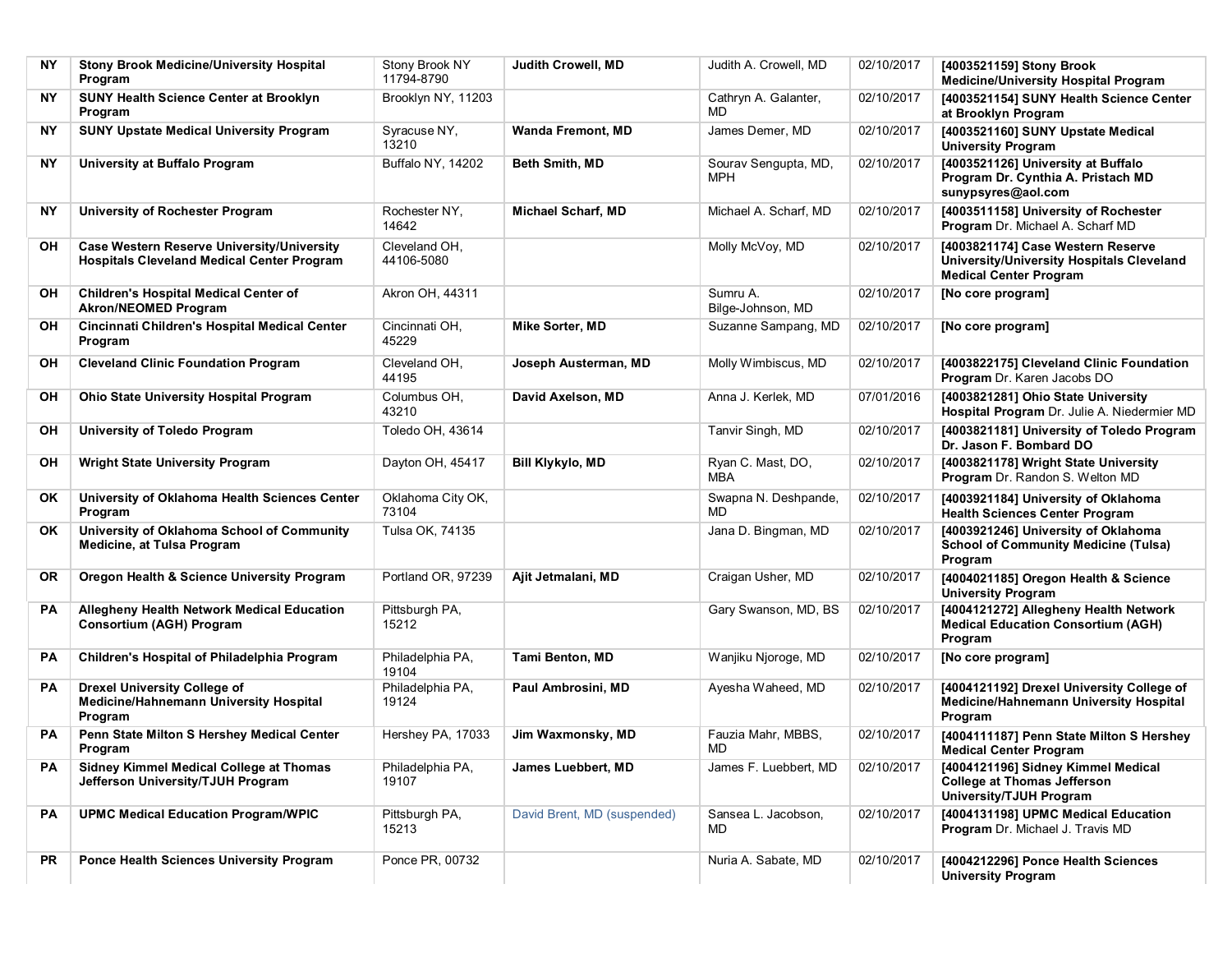| NY | Stony Brook Medicine/University Hospital Program | Stony Brook NY 11794-8790 | Judith Crowell, MD | Judith A. Crowell, MD | 02/10/2017 | [4003521159] Stony Brook Medicine/University Hospital Program |
|---|---|---|---|---|---|---|
| NY | SUNY Health Science Center at Brooklyn Program | Brooklyn NY, 11203 | | Cathryn A. Galanter, MD | 02/10/2017 | [4003521154] SUNY Health Science Center at Brooklyn Program |
| NY | SUNY Upstate Medical University Program | Syracuse NY, 13210 | Wanda Fremont, MD | James Demer, MD | 02/10/2017 | [4003521160] SUNY Upstate Medical University Program |
| NY | University at Buffalo Program | Buffalo NY, 14202 | Beth Smith, MD | Sourav Sengupta, MD, MPH | 02/10/2017 | [4003521126] University at Buffalo Program Dr. Cynthia A. Pristach MD sunypsyres@aol.com |
| NY | University of Rochester Program | Rochester NY, 14642 | Michael Scharf, MD | Michael A. Scharf, MD | 02/10/2017 | [4003511158] University of Rochester Program Dr. Michael A. Scharf MD |
| OH | Case Western Reserve University/University Hospitals Cleveland Medical Center Program | Cleveland OH, 44106-5080 | | Molly McVoy, MD | 02/10/2017 | [4003821174] Case Western Reserve University/University Hospitals Cleveland Medical Center Program |
| OH | Children's Hospital Medical Center of Akron/NEOMED Program | Akron OH, 44311 | | Sumru A. Bilge-Johnson, MD | 02/10/2017 | [No core program] |
| OH | Cincinnati Children's Hospital Medical Center Program | Cincinnati OH, 45229 | Mike Sorter, MD | Suzanne Sampang, MD | 02/10/2017 | [No core program] |
| OH | Cleveland Clinic Foundation Program | Cleveland OH, 44195 | Joseph Austerman, MD | Molly Wimbiscus, MD | 02/10/2017 | [4003822175] Cleveland Clinic Foundation Program Dr. Karen Jacobs DO |
| OH | Ohio State University Hospital Program | Columbus OH, 43210 | David Axelson, MD | Anna J. Kerlek, MD | 07/01/2016 | [4003821281] Ohio State University Hospital Program Dr. Julie A. Niedermier MD |
| OH | University of Toledo Program | Toledo OH, 43614 | | Tanvir Singh, MD | 02/10/2017 | [4003821181] University of Toledo Program Dr. Jason F. Bombard DO |
| OH | Wright State University Program | Dayton OH, 45417 | Bill Klykylo, MD | Ryan C. Mast, DO, MBA | 02/10/2017 | [4003821178] Wright State University Program Dr. Randon S. Welton MD |
| OK | University of Oklahoma Health Sciences Center Program | Oklahoma City OK, 73104 | | Swapna N. Deshpande, MD | 02/10/2017 | [4003921184] University of Oklahoma Health Sciences Center Program |
| OK | University of Oklahoma School of Community Medicine, at Tulsa Program | Tulsa OK, 74135 | | Jana D. Bingman, MD | 02/10/2017 | [4003921246] University of Oklahoma School of Community Medicine (Tulsa) Program |
| OR | Oregon Health & Science University Program | Portland OR, 97239 | Ajit Jetmalani, MD | Craigan Usher, MD | 02/10/2017 | [4004021185] Oregon Health & Science University Program |
| PA | Allegheny Health Network Medical Education Consortium (AGH) Program | Pittsburgh PA, 15212 | | Gary Swanson, MD, BS | 02/10/2017 | [4004121272] Allegheny Health Network Medical Education Consortium (AGH) Program |
| PA | Children's Hospital of Philadelphia Program | Philadelphia PA, 19104 | Tami Benton, MD | Wanjiku Njoroge, MD | 02/10/2017 | [No core program] |
| PA | Drexel University College of Medicine/Hahnemann University Hospital Program | Philadelphia PA, 19124 | Paul Ambrosini, MD | Ayesha Waheed, MD | 02/10/2017 | [4004121192] Drexel University College of Medicine/Hahnemann University Hospital Program |
| PA | Penn State Milton S Hershey Medical Center Program | Hershey PA, 17033 | Jim Waxmonsky, MD | Fauzia Mahr, MBBS, MD | 02/10/2017 | [4004111187] Penn State Milton S Hershey Medical Center Program |
| PA | Sidney Kimmel Medical College at Thomas Jefferson University/TJUH Program | Philadelphia PA, 19107 | James Luebbert, MD | James F. Luebbert, MD | 02/10/2017 | [4004121196] Sidney Kimmel Medical College at Thomas Jefferson University/TJUH Program |
| PA | UPMC Medical Education Program/WPIC | Pittsburgh PA, 15213 | David Brent, MD (suspended) | Sansea L. Jacobson, MD | 02/10/2017 | [4004131198] UPMC Medical Education Program Dr. Michael J. Travis MD |
| PR | Ponce Health Sciences University Program | Ponce PR, 00732 | | Nuria A. Sabate, MD | 02/10/2017 | [4004212296] Ponce Health Sciences University Program |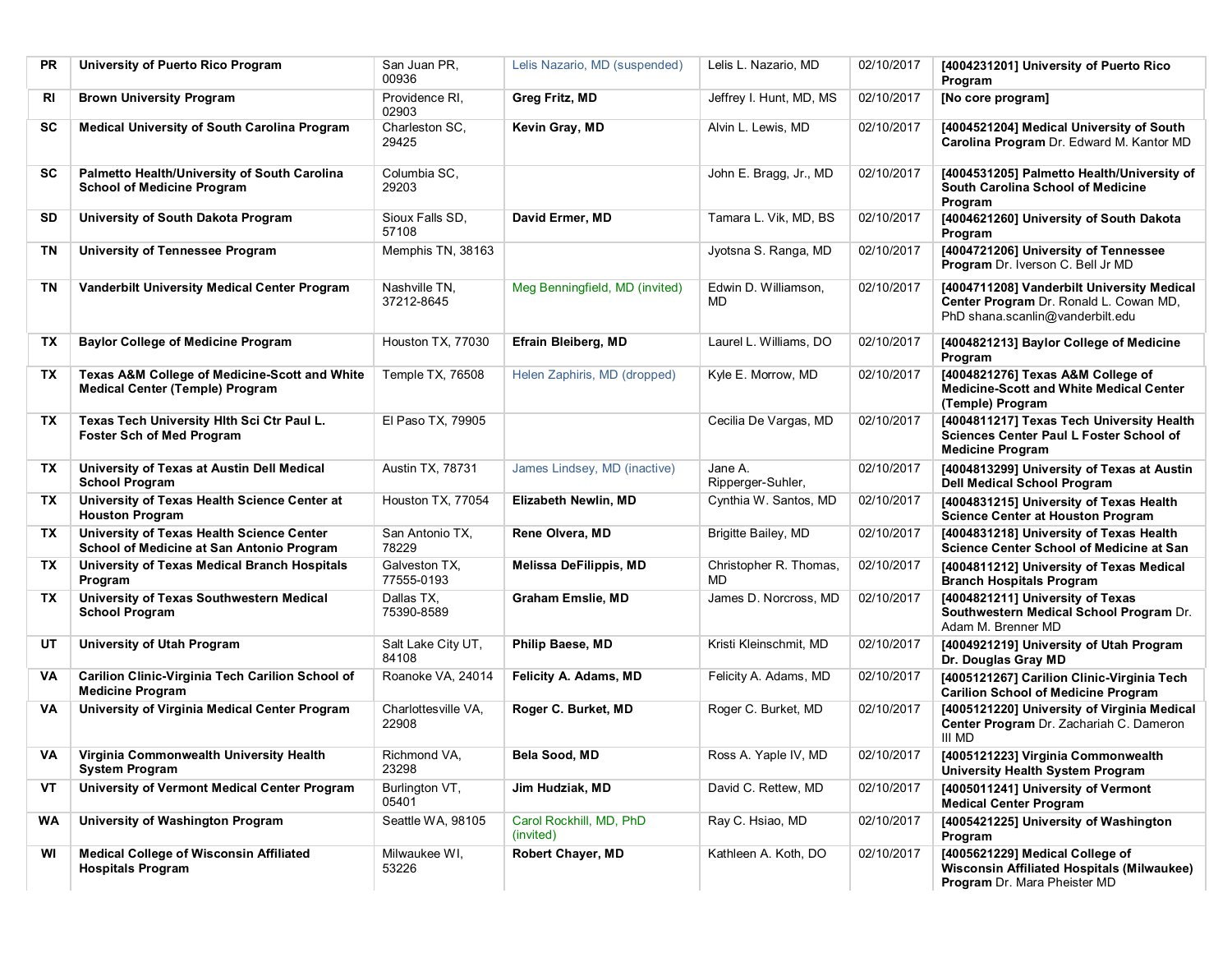| PR | **University of Puerto Rico Program** | San Juan PR, 00936 | Lelis Nazario, MD (suspended) | Lelis L. Nazario, MD | 02/10/2017 | **[4004231201] University of Puerto Rico Program** |
|---|---|---|---|---|---|---|
| RI | **Brown University Program** | Providence RI, 02903 | **Greg Fritz, MD** | Jeffrey I. Hunt, MD, MS | 02/10/2017 | **[No core program]** |
| SC | **Medical University of South Carolina Program** | Charleston SC, 29425 | **Kevin Gray, MD** | Alvin L. Lewis, MD | 02/10/2017 | **[4004521204] Medical University of South Carolina Program** Dr. Edward M. Kantor MD |
| SC | **Palmetto Health/University of South Carolina School of Medicine Program** | Columbia SC, 29203 | | John E. Bragg, Jr., MD | 02/10/2017 | **[4004531205] Palmetto Health/University of South Carolina School of Medicine Program** |
| SD | **University of South Dakota Program** | Sioux Falls SD, 57108 | **David Ermer, MD** | Tamara L. Vik, MD, BS | 02/10/2017 | **[4004621260] University of South Dakota Program** |
| TN | **University of Tennessee Program** | Memphis TN, 38163 | | Jyotsna S. Ranga, MD | 02/10/2017 | **[4004721206] University of Tennessee Program** Dr. Iverson C. Bell Jr MD |
| TN | **Vanderbilt University Medical Center Program** | Nashville TN, 37212-8645 | Meg Benningfield, MD (invited) | Edwin D. Williamson, MD | 02/10/2017 | **[4004711208] Vanderbilt University Medical Center Program** Dr. Ronald L. Cowan MD, PhD shana.scanlin@vanderbilt.edu |
| TX | **Baylor College of Medicine Program** | Houston TX, 77030 | **Efrain Bleiberg, MD** | Laurel L. Williams, DO | 02/10/2017 | **[4004821213] Baylor College of Medicine Program** |
| TX | **Texas A&M College of Medicine-Scott and White Medical Center (Temple) Program** | Temple TX, 76508 | Helen Zaphiris, MD (dropped) | Kyle E. Morrow, MD | 02/10/2017 | **[4004821276] Texas A&M College of Medicine-Scott and White Medical Center (Temple) Program** |
| TX | **Texas Tech University Hlth Sci Ctr Paul L. Foster Sch of Med Program** | El Paso TX, 79905 | | Cecilia De Vargas, MD | 02/10/2017 | **[4004811217] Texas Tech University Health Sciences Center Paul L Foster School of Medicine Program** |
| TX | **University of Texas at Austin Dell Medical School Program** | Austin TX, 78731 | James Lindsey, MD (inactive) | Jane A. Ripperger-Suhler, | 02/10/2017 | **[4004813299] University of Texas at Austin Dell Medical School Program** |
| TX | **University of Texas Health Science Center at Houston Program** | Houston TX, 77054 | **Elizabeth Newlin, MD** | Cynthia W. Santos, MD | 02/10/2017 | **[4004831215] University of Texas Health Science Center at Houston Program** |
| TX | **University of Texas Health Science Center School of Medicine at San Antonio Program** | San Antonio TX, 78229 | **Rene Olvera, MD** | Brigitte Bailey, MD | 02/10/2017 | **[4004831218] University of Texas Health Science Center School of Medicine at San** |
| TX | **University of Texas Medical Branch Hospitals Program** | Galveston TX, 77555-0193 | **Melissa DeFilippis, MD** | Christopher R. Thomas, MD | 02/10/2017 | **[4004811212] University of Texas Medical Branch Hospitals Program** |
| TX | **University of Texas Southwestern Medical School Program** | Dallas TX, 75390-8589 | **Graham Emslie, MD** | James D. Norcross, MD | 02/10/2017 | **[4004821211] University of Texas Southwestern Medical School Program** Dr. Adam M. Brenner MD |
| UT | **University of Utah Program** | Salt Lake City UT, 84108 | **Philip Baese, MD** | Kristi Kleinschmit, MD | 02/10/2017 | **[4004921219] University of Utah Program Dr. Douglas Gray MD** |
| VA | **Carilion Clinic-Virginia Tech Carilion School of Medicine Program** | Roanoke VA, 24014 | **Felicity A. Adams, MD** | Felicity A. Adams, MD | 02/10/2017 | **[4005121267] Carilion Clinic-Virginia Tech Carilion School of Medicine Program** |
| VA | **University of Virginia Medical Center Program** | Charlottesville VA, 22908 | **Roger C. Burket, MD** | Roger C. Burket, MD | 02/10/2017 | **[4005121220] University of Virginia Medical Center Program** Dr. Zachariah C. Dameron III MD |
| VA | **Virginia Commonwealth University Health System Program** | Richmond VA, 23298 | **Bela Sood, MD** | Ross A. Yaple IV, MD | 02/10/2017 | **[4005121223] Virginia Commonwealth University Health System Program** |
| VT | **University of Vermont Medical Center Program** | Burlington VT, 05401 | **Jim Hudziak, MD** | David C. Rettew, MD | 02/10/2017 | **[4005011241] University of Vermont Medical Center Program** |
| WA | **University of Washington Program** | Seattle WA, 98105 | Carol Rockhill, MD, PhD (invited) | Ray C. Hsiao, MD | 02/10/2017 | **[4005421225] University of Washington Program** |
| WI | **Medical College of Wisconsin Affiliated Hospitals Program** | Milwaukee WI, 53226 | **Robert Chayer, MD** | Kathleen A. Koth, DO | 02/10/2017 | **[4005621229] Medical College of Wisconsin Affiliated Hospitals (Milwaukee) Program** Dr. Mara Pheister MD |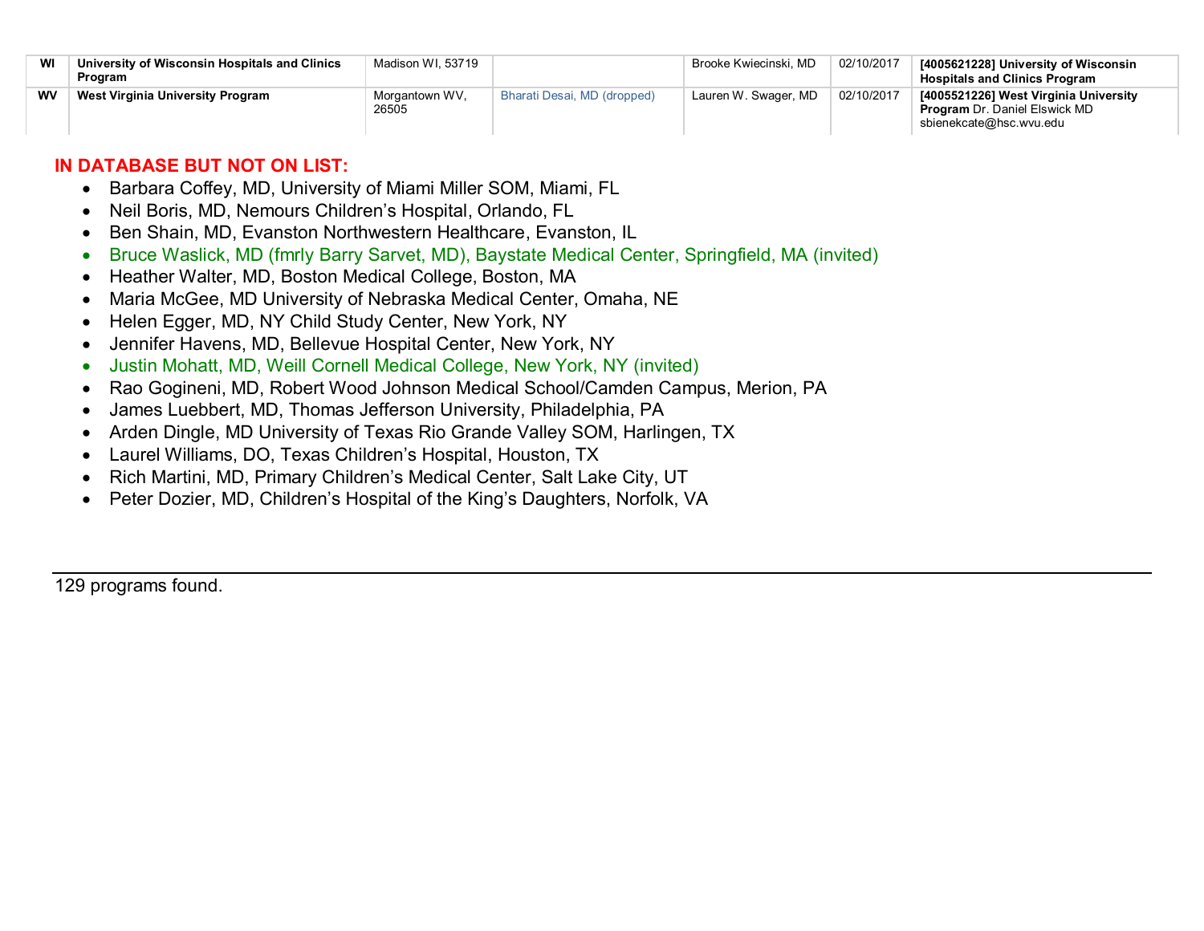| | | | | | | |
|---|---|---|---|---|---|---|
| **WI** | **University of Wisconsin Hospitals and Clinics Program** | Madison WI, 53719 | | Brooke Kwiecinski, MD | 02/10/2017 | **[4005621228] University of Wisconsin Hospitals and Clinics Program** |
| **WV** | **West Virginia University Program** | Morgantown WV, 26505 | Bharati Desai, MD (dropped) | Lauren W. Swager, MD | 02/10/2017 | **[4005521226] West Virginia University Program** Dr. Daniel Elswick MD sbienekcate@hsc.wvu.edu |

**IN DATABASE BUT NOT ON LIST:**

- Barbara Coffey, MD, University of Miami Miller SOM, Miami, FL
- Neil Boris, MD, Nemours Children's Hospital, Orlando, FL
- Ben Shain, MD, Evanston Northwestern Healthcare, Evanston, IL
- Bruce Waslick, MD (fmrly Barry Sarvet, MD), Baystate Medical Center, Springfield, MA (invited)
- Heather Walter, MD, Boston Medical College, Boston, MA
- Maria McGee, MD University of Nebraska Medical Center, Omaha, NE
- Helen Egger, MD, NY Child Study Center, New York, NY
- Jennifer Havens, MD, Bellevue Hospital Center, New York, NY
- Justin Mohatt, MD, Weill Cornell Medical College, New York, NY (invited)
- Rao Gogineni, MD, Robert Wood Johnson Medical School/Camden Campus, Merion, PA
- James Luebbert, MD, Thomas Jefferson University, Philadelphia, PA
- Arden Dingle, MD University of Texas Rio Grande Valley SOM, Harlingen, TX
- Laurel Williams, DO, Texas Children's Hospital, Houston, TX
- Rich Martini, MD, Primary Children's Medical Center, Salt Lake City, UT
- Peter Dozier, MD, Children's Hospital of the King's Daughters, Norfolk, VA

---

129 programs found.